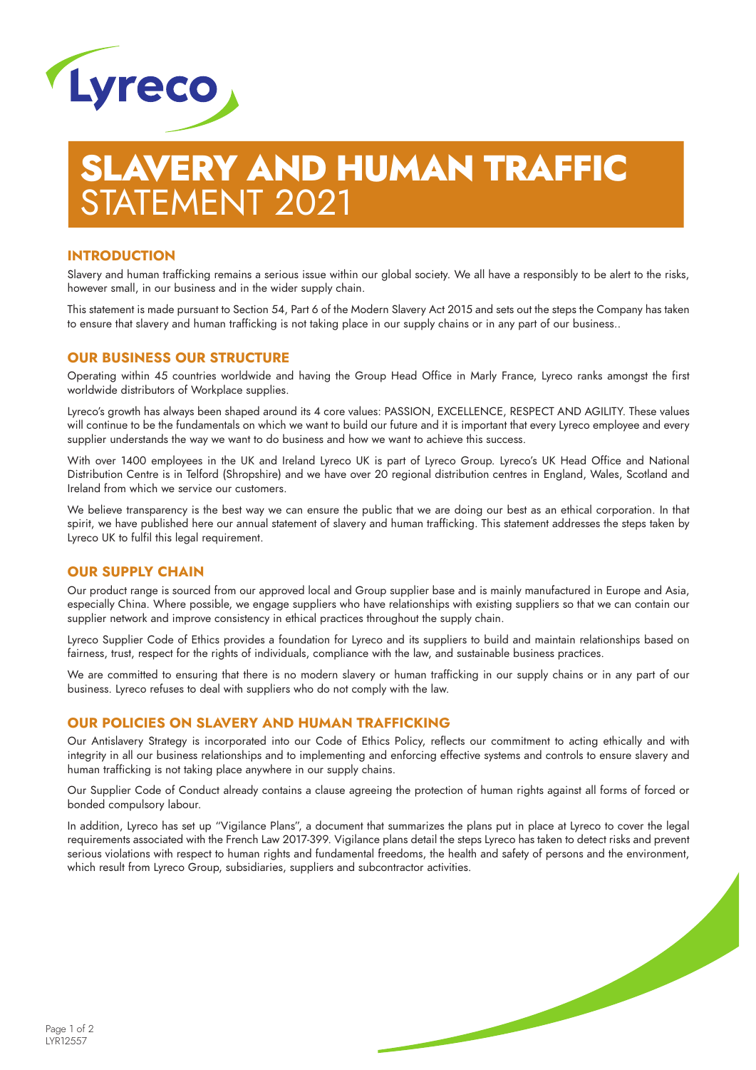Lyreco

# SLAVERY AND HUMAN TRAFFIC STATEMENT 2021

## INTRODUCTION

Slavery and human trafficking remains a serious issue within our global society. We all have a responsibly to be alert to the risks, however small, in our business and in the wider supply chain.

This statement is made pursuant to Section 54, Part 6 of the Modern Slavery Act 2015 and sets out the steps the Company has taken to ensure that slavery and human trafficking is not taking place in our supply chains or in any part of our business..

## OUR BUSINESS OUR STRUCTURE

Operating within 45 countries worldwide and having the Group Head Office in Marly France, Lyreco ranks amongst the first worldwide distributors of Workplace supplies.

Lyreco's growth has always been shaped around its 4 core values: PASSION, EXCELLENCE, RESPECT AND AGILITY. These values will continue to be the fundamentals on which we want to build our future and it is important that every Lyreco employee and every supplier understands the way we want to do business and how we want to achieve this success.

With over 1400 employees in the UK and Ireland Lyreco UK is part of Lyreco Group. Lyreco's UK Head Office and National Distribution Centre is in Telford (Shropshire) and we have over 20 regional distribution centres in England, Wales, Scotland and Ireland from which we service our customers.

We believe transparency is the best way we can ensure the public that we are doing our best as an ethical corporation. In that spirit, we have published here our annual statement of slavery and human trafficking. This statement addresses the steps taken by Lyreco UK to fulfil this legal requirement.

## OUR SUPPLY CHAIN

Our product range is sourced from our approved local and Group supplier base and is mainly manufactured in Europe and Asia, especially China. Where possible, we engage suppliers who have relationships with existing suppliers so that we can contain our supplier network and improve consistency in ethical practices throughout the supply chain.

Lyreco Supplier Code of Ethics provides a foundation for Lyreco and its suppliers to build and maintain relationships based on fairness, trust, respect for the rights of individuals, compliance with the law, and sustainable business practices.

We are committed to ensuring that there is no modern slavery or human trafficking in our supply chains or in any part of our business. Lyreco refuses to deal with suppliers who do not comply with the law.

## OUR POLICIES ON SLAVERY AND HUMAN TRAFFICKING

Our Antislavery Strategy is incorporated into our Code of Ethics Policy, reflects our commitment to acting ethically and with integrity in all our business relationships and to implementing and enforcing effective systems and controls to ensure slavery and human trafficking is not taking place anywhere in our supply chains.

Our Supplier Code of Conduct already contains a clause agreeing the protection of human rights against all forms of forced or bonded compulsory labour.

In addition, Lyreco has set up "Vigilance Plans", a document that summarizes the plans put in place at Lyreco to cover the legal requirements associated with the French Law 2017-399. Vigilance plans detail the steps Lyreco has taken to detect risks and prevent serious violations with respect to human rights and fundamental freedoms, the health and safety of persons and the environment, which result from Lyreco Group, subsidiaries, suppliers and subcontractor activities.

LYR12557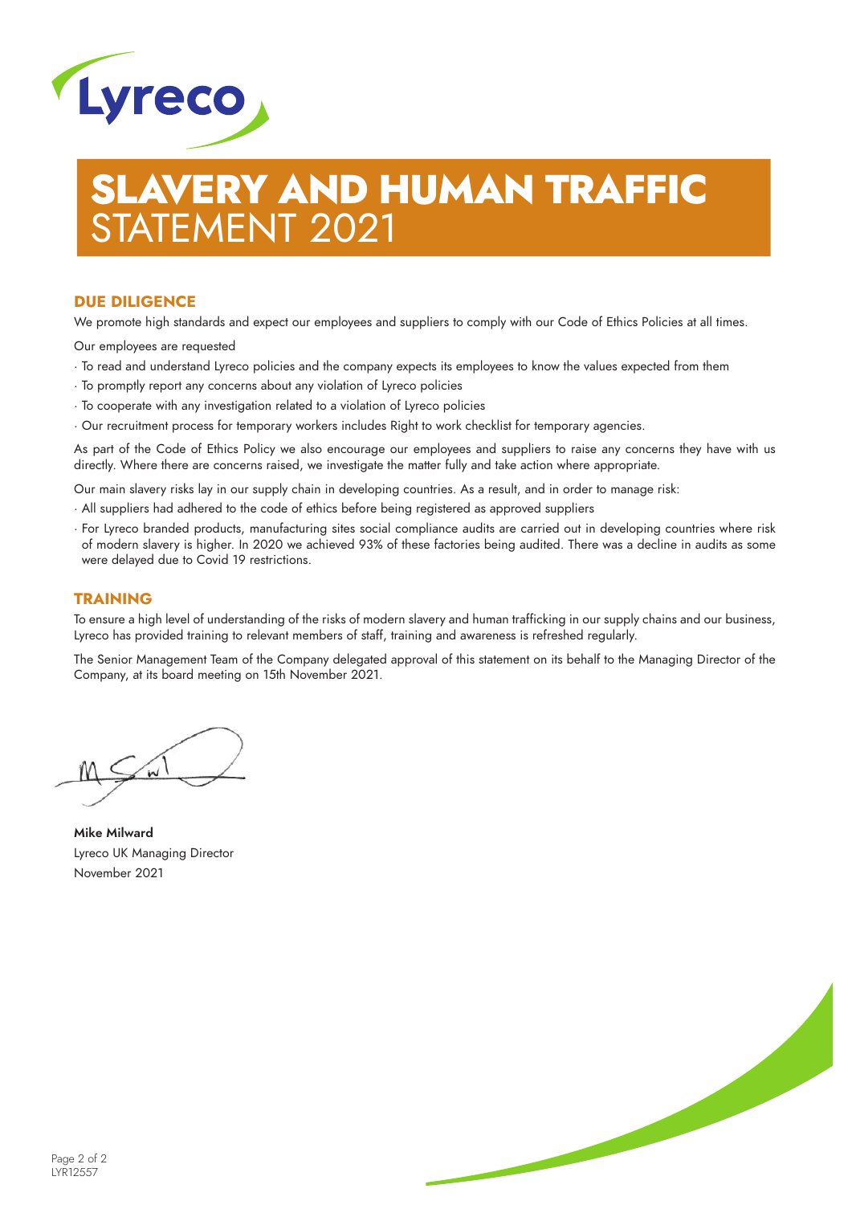# SLAVERY AND HUMAN TRAFFIC STATEMENT 2021

## DUE DILIGENCE

We promote high standards and expect our employees and suppliers to comply with our Code of Ethics Policies at all times.

Our employees are requested

- To read and understand Lyreco policies and the company expects its employees to know the values expected from them
- To promptly report any concerns about any violation of Lyreco policies
- To cooperate with any investigation related to a violation of Lyreco policies
- Our recruitment process for temporary workers includes Right to work checklist for temporary agencies.

As part of the Code of Ethics Policy we also encourage our employees and suppliers to raise any concerns they have with us directly. Where there are concerns raised, we investigate the matter fully and take action where appropriate.

Our main slavery risks lay in our supply chain in developing countries. As a result, and in order to manage risk:

- All suppliers had adhered to the code of ethics before being registered as approved suppliers
- For Lyreco branded products, manufacturing sites social compliance audits are carried out in developing countries where risk of modern slavery is higher. In 2020 we achieved 93% of these factories being audited. There was a decline in audits as some were delayed due to Covid 19 restrictions.

## TRAINING

To ensure a high level of understanding of the risks of modern slavery and human trafficking in our supply chains and our business, Lyreco has provided training to relevant members of staff, training and awareness is refreshed regularly.

The Senior Management Team of the Company delegated approval of this statement on its behalf to the Managing Director of the Company, at its board meeting on 15th November 2021.

**Mike Milward**
Lyreco UK Managing Director
November 2021

LYR12557